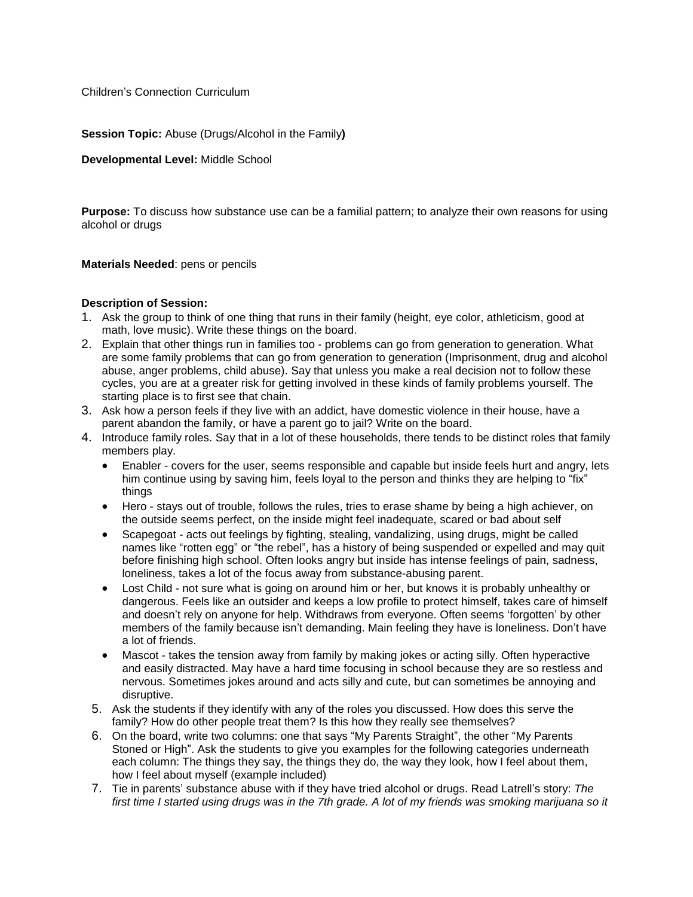Children's Connection Curriculum

**Session Topic:** Abuse (Drugs/Alcohol in the Family**)**

**Developmental Level:** Middle School

**Purpose:** To discuss how substance use can be a familial pattern; to analyze their own reasons for using alcohol or drugs

**Materials Needed**: pens or pencils

**Description of Session:**

1. Ask the group to think of one thing that runs in their family (height, eye color, athleticism, good at math, love music). Write these things on the board.
2. Explain that other things run in families too - problems can go from generation to generation. What are some family problems that can go from generation to generation (Imprisonment, drug and alcohol abuse, anger problems, child abuse). Say that unless you make a real decision not to follow these cycles, you are at a greater risk for getting involved in these kinds of family problems yourself. The starting place is to first see that chain.
3. Ask how a person feels if they live with an addict, have domestic violence in their house, have a parent abandon the family, or have a parent go to jail? Write on the board.
4. Introduce family roles. Say that in a lot of these households, there tends to be distinct roles that family members play.
   - Enabler - covers for the user, seems responsible and capable but inside feels hurt and angry, lets him continue using by saving him, feels loyal to the person and thinks they are helping to "fix" things
   - Hero - stays out of trouble, follows the rules, tries to erase shame by being a high achiever, on the outside seems perfect, on the inside might feel inadequate, scared or bad about self
   - Scapegoat - acts out feelings by fighting, stealing, vandalizing, using drugs, might be called names like "rotten egg" or "the rebel", has a history of being suspended or expelled and may quit before finishing high school. Often looks angry but inside has intense feelings of pain, sadness, loneliness, takes a lot of the focus away from substance-abusing parent.
   - Lost Child - not sure what is going on around him or her, but knows it is probably unhealthy or dangerous. Feels like an outsider and keeps a low profile to protect himself, takes care of himself and doesn't rely on anyone for help. Withdraws from everyone. Often seems 'forgotten' by other members of the family because isn't demanding. Main feeling they have is loneliness. Don't have a lot of friends.
   - Mascot - takes the tension away from family by making jokes or acting silly. Often hyperactive and easily distracted. May have a hard time focusing in school because they are so restless and nervous. Sometimes jokes around and acts silly and cute, but can sometimes be annoying and disruptive.
5. Ask the students if they identify with any of the roles you discussed. How does this serve the family? How do other people treat them? Is this how they really see themselves?
6. On the board, write two columns: one that says "My Parents Straight", the other "My Parents Stoned or High". Ask the students to give you examples for the following categories underneath each column: The things they say, the things they do, the way they look, how I feel about them, how I feel about myself (example included)
7. Tie in parents' substance abuse with if they have tried alcohol or drugs. Read Latrell's story: *The first time I started using drugs was in the 7th grade. A lot of my friends was smoking marijuana so it*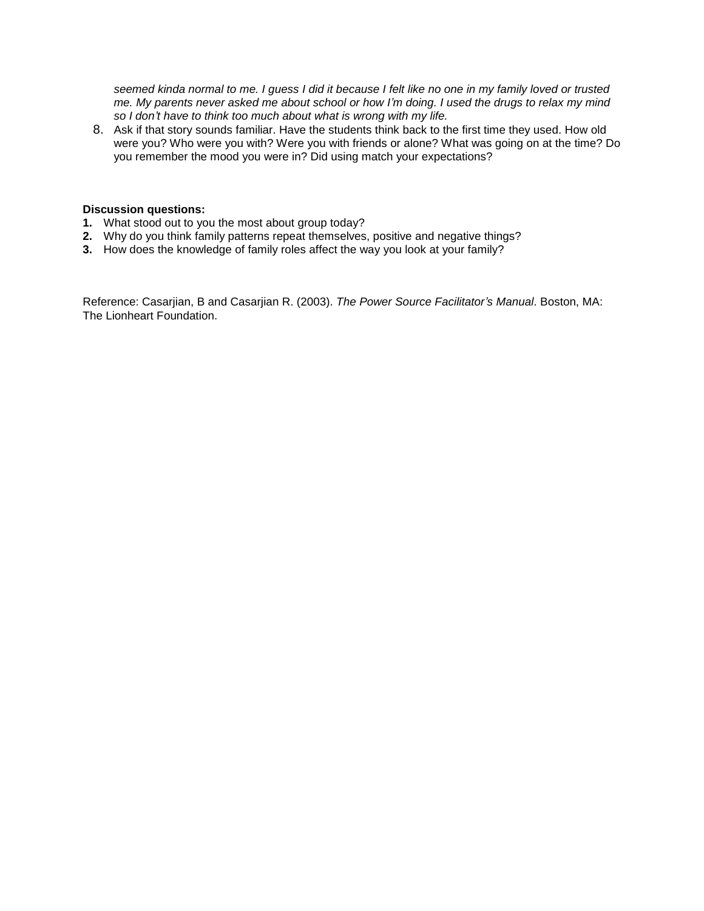*seemed kinda normal to me. I guess I did it because I felt like no one in my family loved or trusted me. My parents never asked me about school or how I'm doing. I used the drugs to relax my mind so I don't have to think too much about what is wrong with my life.*

8. Ask if that story sounds familiar. Have the students think back to the first time they used. How old were you? Who were you with? Were you with friends or alone? What was going on at the time? Do you remember the mood you were in? Did using match your expectations?

**Discussion questions:**

1. What stood out to you the most about group today?
2. Why do you think family patterns repeat themselves, positive and negative things?
3. How does the knowledge of family roles affect the way you look at your family?

Reference: Casarjian, B and Casarjian R. (2003). *The Power Source Facilitator's Manual*. Boston, MA: The Lionheart Foundation.